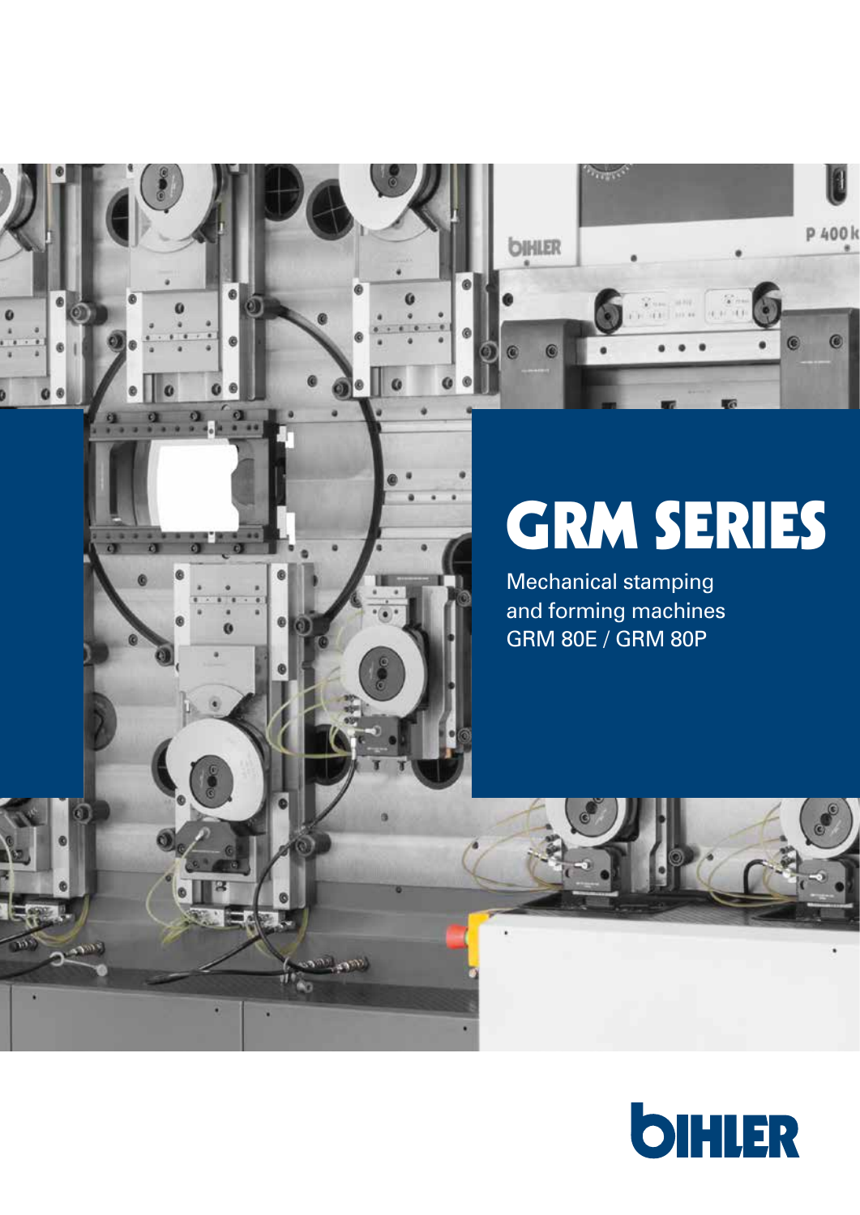# GRM SERIES

Mechanical stamping and forming machines GRM 80E / GRM 80P

BIHLER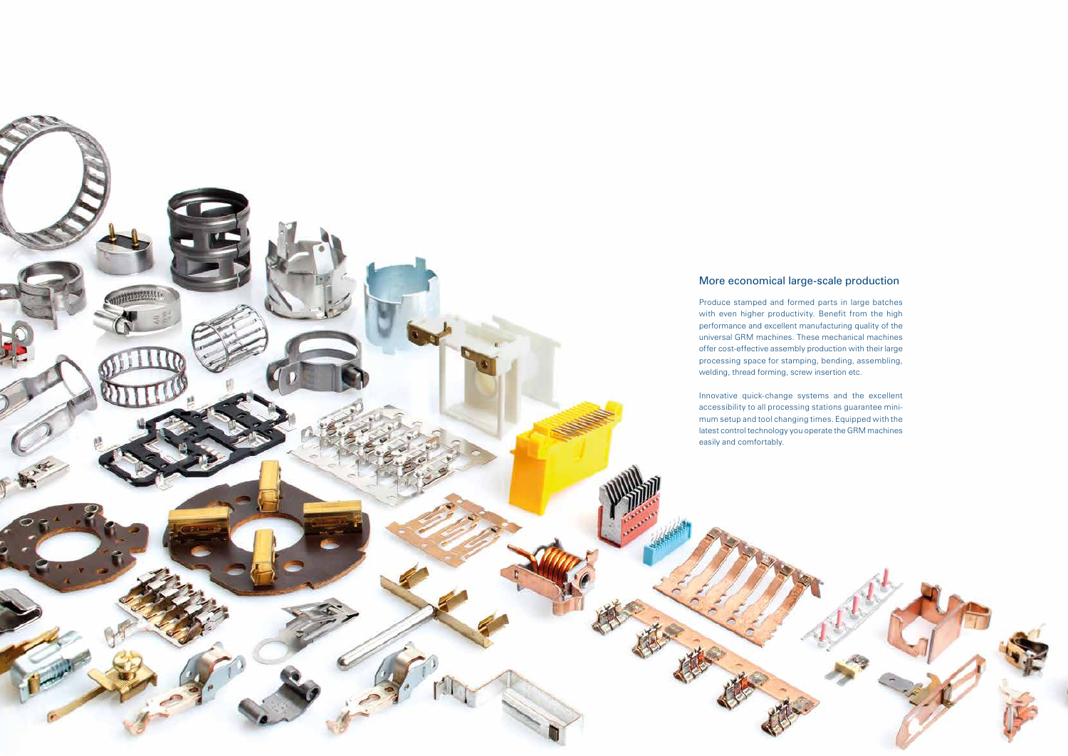## More economical large-scale production

Produce stamped and formed parts in large batches with even higher productivity. Benefit from the high performance and excellent manufacturing quality of the universal GRM machines. These mechanical machines offer cost-effective assembly production with their large processing space for stamping, bending, assembling, welding, thread forming, screw insertion etc.

Innovative quick-change systems and the excellent accessibility to all processing stations guarantee minimum setup and tool changing times. Equipped with the latest control technology you operate the GRM machines easily and comfortably.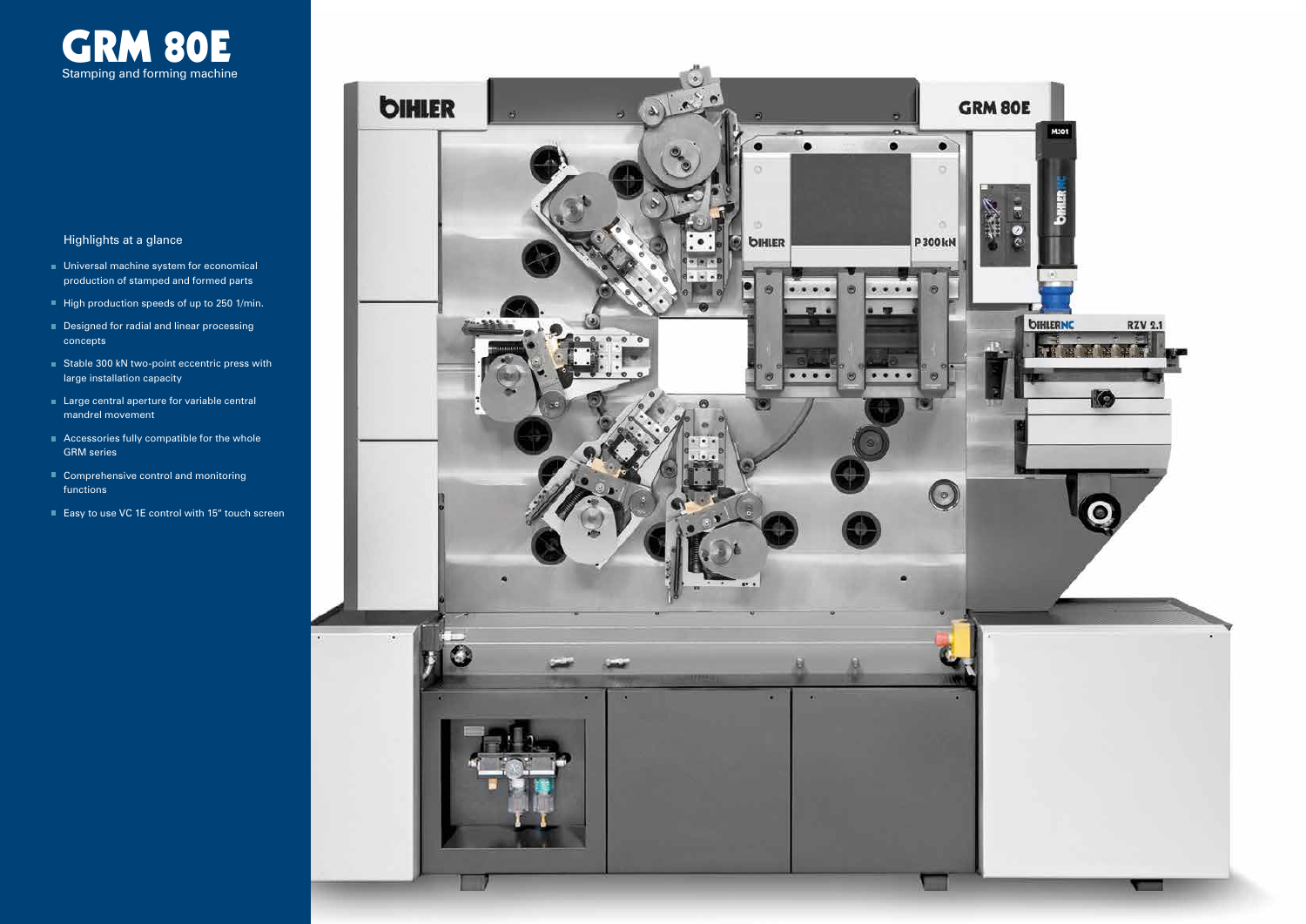# GRM 80E

Stamping and forming machine

## Highlights at a glance

- Universal machine system for economical production of stamped and formed parts
- High production speeds of up to 250 1/min.
- Designed for radial and linear processing concepts
- Stable 300 kN two-point eccentric press with large installation capacity
- Large central aperture for variable central mandrel movement
- Accessories fully compatible for the whole GRM series
- Comprehensive control and monitoring functions
- Easy to use VC 1E control with 15" touch screen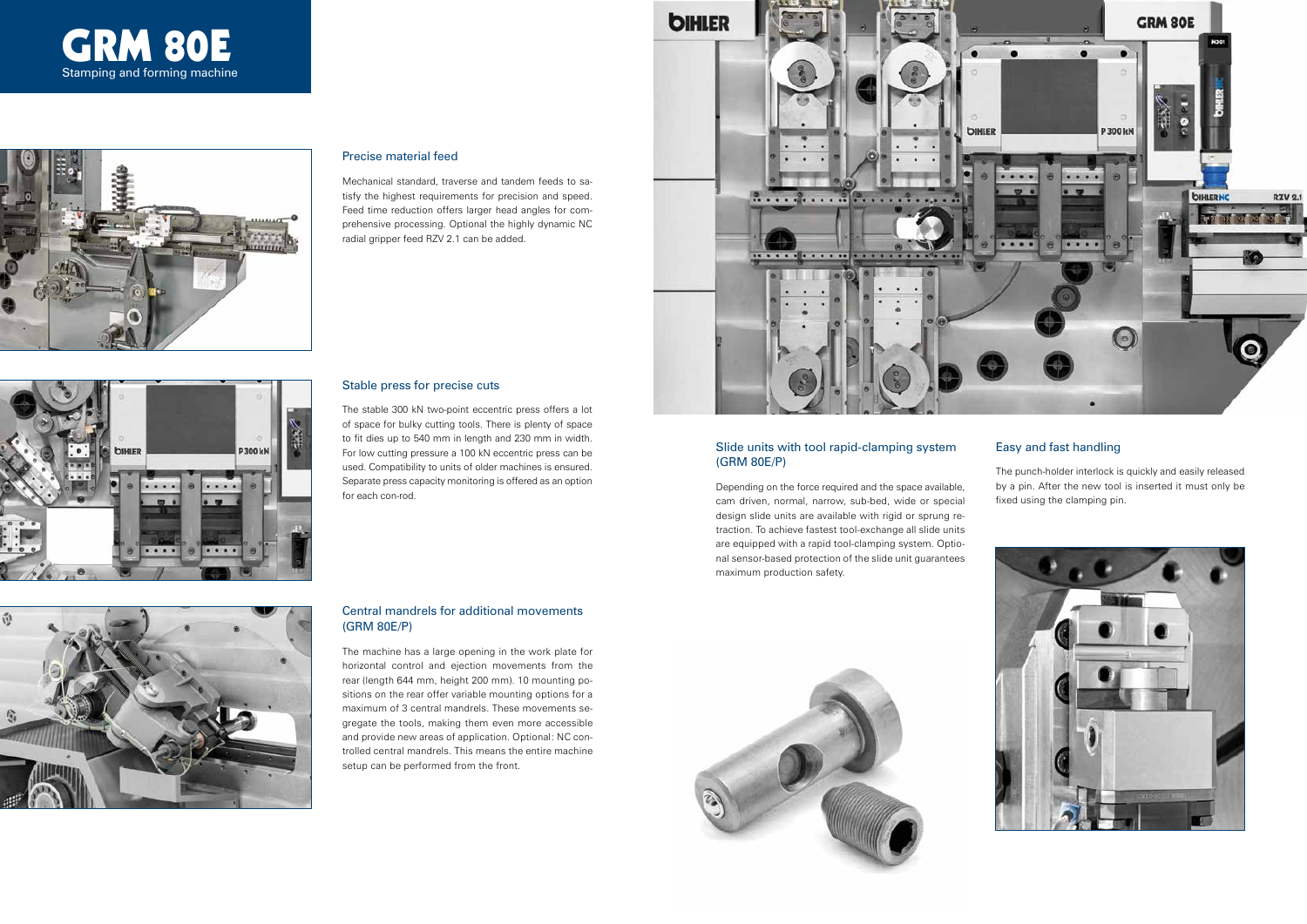# GRM 80E

Stamping and forming machine

## Precise material feed

Mechanical standard, traverse and tandem feeds to satisfy the highest requirements for precision and speed. Feed time reduction offers larger head angles for comprehensive processing. Optional the highly dynamic NC radial gripper feed RZV 2.1 can be added.

## Stable press for precise cuts

The stable 300 kN two-point eccentric press offers a lot of space for bulky cutting tools. There is plenty of space to fit dies up to 540 mm in length and 230 mm in width. For low cutting pressure a 100 kN eccentric press can be used. Compatibility to units of older machines is ensured. Separate press capacity monitoring is offered as an option for each con-rod.

## Central mandrels for additional movements (GRM 80E/P)

The machine has a large opening in the work plate for horizontal control and ejection movements from the rear (length 644 mm, height 200 mm). 10 mounting positions on the rear offer variable mounting options for a maximum of 3 central mandrels. These movements segregate the tools, making them even more accessible and provide new areas of application. Optional: NC controlled central mandrels. This means the entire machine setup can be performed from the front.

## Slide units with tool rapid-clamping system (GRM 80E/P)

Depending on the force required and the space available, cam driven, normal, narrow, sub-bed, wide or special design slide units are available with rigid or sprung retraction. To achieve fastest tool-exchange all slide units are equipped with a rapid tool-clamping system. Optional sensor-based protection of the slide unit guarantees maximum production safety.

## Easy and fast handling

The punch-holder interlock is quickly and easily released by a pin. After the new tool is inserted it must only be fixed using the clamping pin.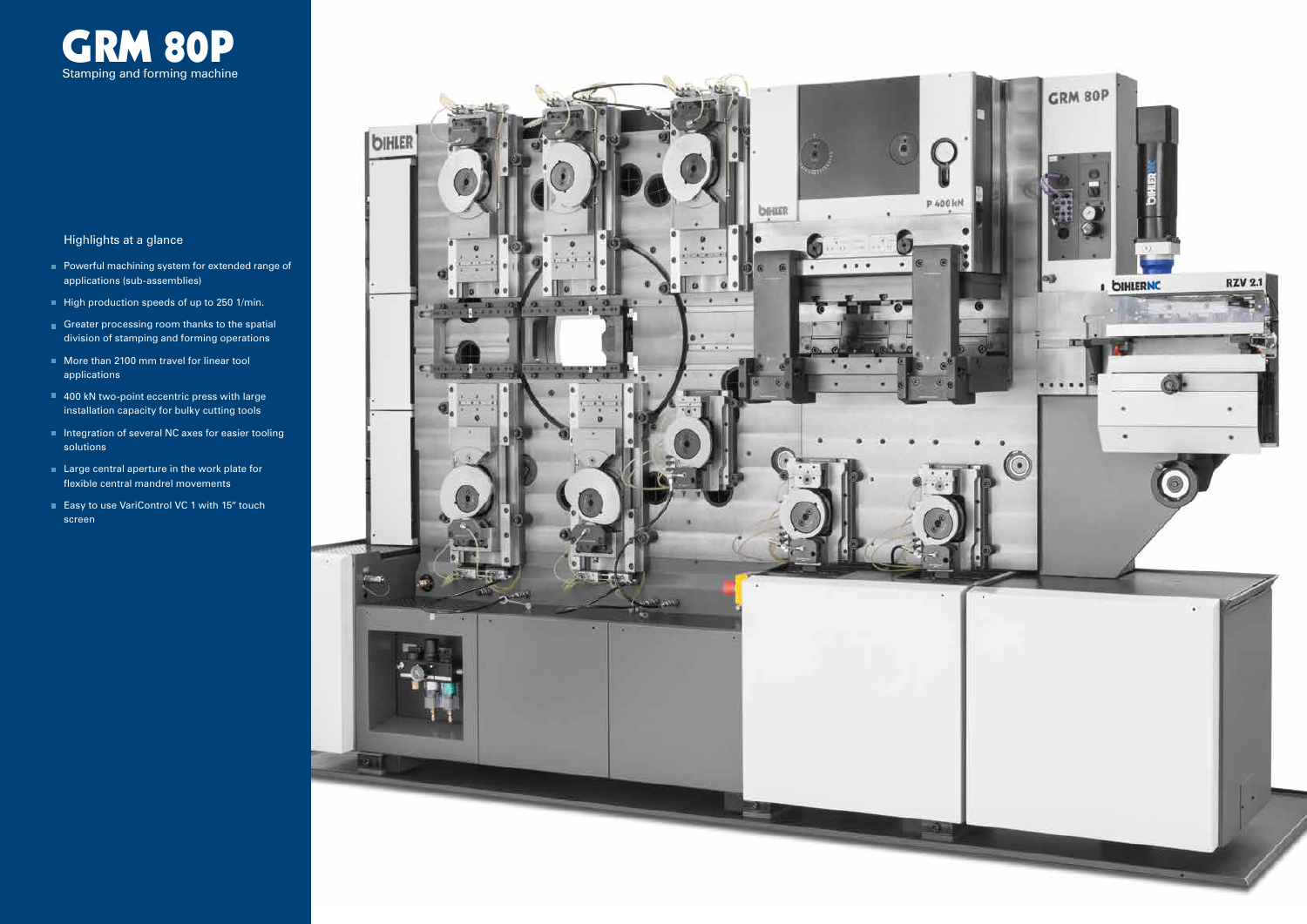# GRM 80P

Stamping and forming machine

## Highlights at a glance

- Powerful machining system for extended range of applications (sub-assemblies)
- High production speeds of up to 250 1/min.
- Greater processing room thanks to the spatial division of stamping and forming operations
- More than 2100 mm travel for linear tool applications
- 400 kN two-point eccentric press with large installation capacity for bulky cutting tools
- Integration of several NC axes for easier tooling solutions
- Large central aperture in the work plate for flexible central mandrel movements
- Easy to use VariControl VC 1 with 15″ touch screen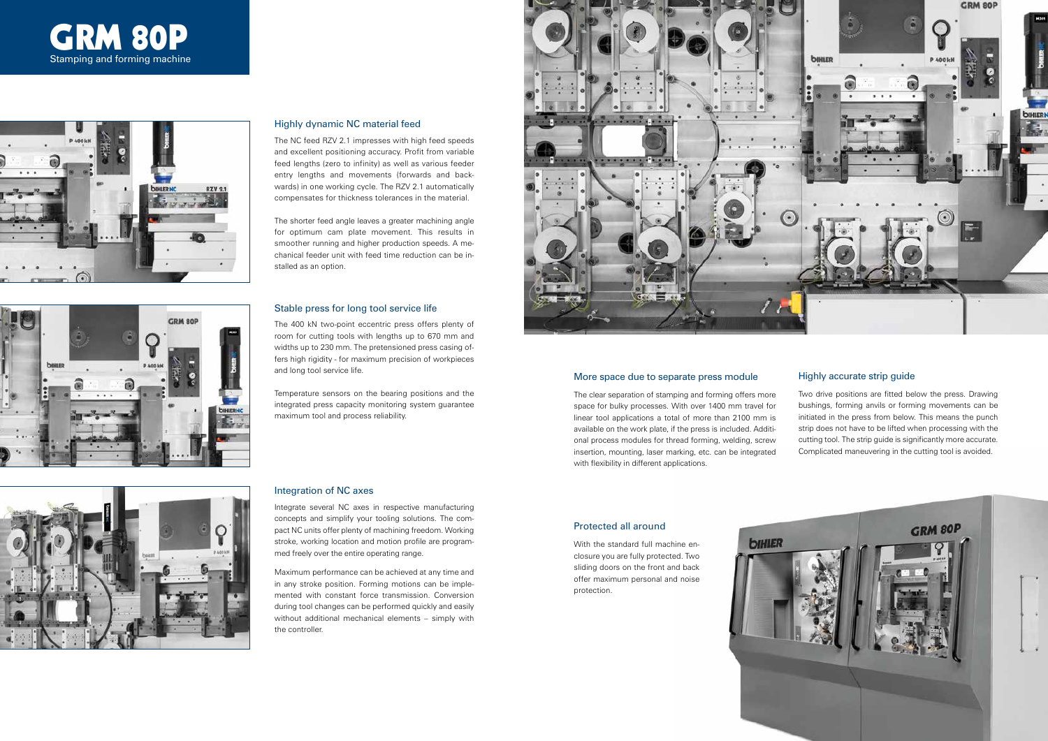# GRM 80P

Stamping and forming machine

## Highly dynamic NC material feed

The NC feed RZV 2.1 impresses with high feed speeds and excellent positioning accuracy. Profit from variable feed lengths (zero to infinity) as well as various feeder entry lengths and movements (forwards and backwards) in one working cycle. The RZV 2.1 automatically compensates for thickness tolerances in the material.

The shorter feed angle leaves a greater machining angle for optimum cam plate movement. This results in smoother running and higher production speeds. A mechanical feeder unit with feed time reduction can be installed as an option.

## Stable press for long tool service life

The 400 kN two-point eccentric press offers plenty of room for cutting tools with lengths up to 670 mm and widths up to 230 mm. The pretensioned press casing offers high rigidity - for maximum precision of workpieces and long tool service life.

Temperature sensors on the bearing positions and the integrated press capacity monitoring system guarantee maximum tool and process reliability.

## Integration of NC axes

Integrate several NC axes in respective manufacturing concepts and simplify your tooling solutions. The compact NC units offer plenty of machining freedom. Working stroke, working location and motion profile are programmed freely over the entire operating range.

Maximum performance can be achieved at any time and in any stroke position. Forming motions can be implemented with constant force transmission. Conversion during tool changes can be performed quickly and easily without additional mechanical elements – simply with the controller.

## More space due to separate press module

The clear separation of stamping and forming offers more space for bulky processes. With over 1400 mm travel for linear tool applications a total of more than 2100 mm is available on the work plate, if the press is included. Additional process modules for thread forming, welding, screw insertion, mounting, laser marking, etc. can be integrated with flexibility in different applications.

## Highly accurate strip guide

Two drive positions are fitted below the press. Drawing bushings, forming anvils or forming movements can be initiated in the press from below. This means the punch strip does not have to be lifted when processing with the cutting tool. The strip guide is significantly more accurate. Complicated maneuvering in the cutting tool is avoided.

## Protected all around

With the standard full machine enclosure you are fully protected. Two sliding doors on the front and back offer maximum personal and noise protection.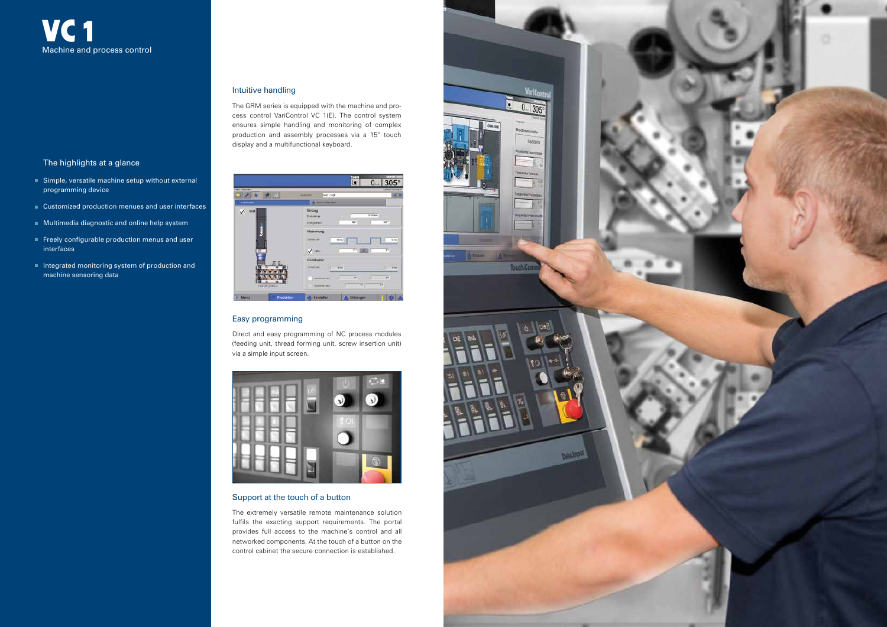# VC 1

Machine and process control

## The highlights at a glance

- Simple, versatile machine setup without external programming device
- Customized production menues and user interfaces
- Multimedia diagnostic and online help system
- Freely configurable production menus and user interfaces
- Integrated monitoring system of production and machine sensoring data

### Intuitive handling

The GRM series is equipped with the machine and process control VariControl VC 1(E). The control system ensures simple handling and monitoring of complex production and assembly processes via a 15" touch display and a multifunctional keyboard.

### Easy programming

Direct and easy programming of NC process modules (feeding unit, thread forming unit, screw insertion unit) via a simple input screen.

### Support at the touch of a button

The extremely versatile remote maintenance solution fulfils the exacting support requirements. The portal provides full access to the machine's control and all networked components. At the touch of a button on the control cabinet the secure connection is established.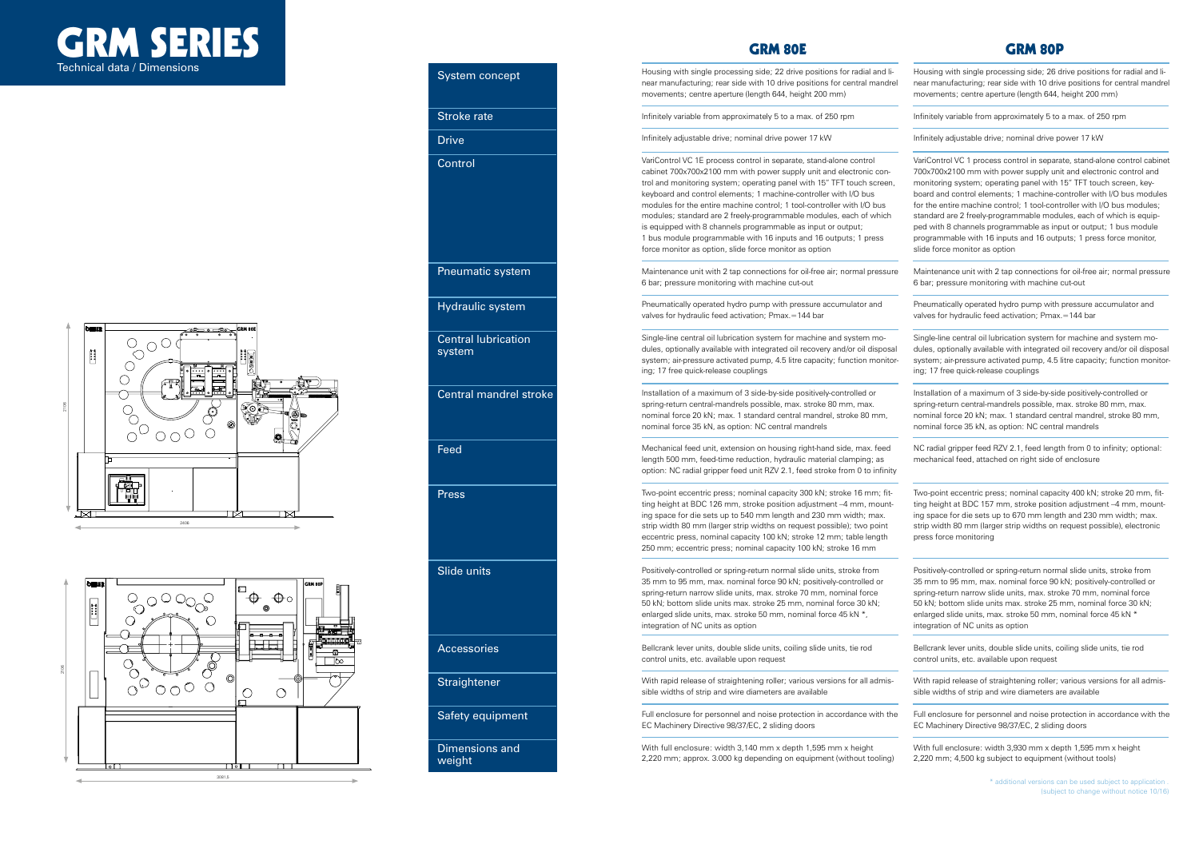# GRM SERIES

Technical data / Dimensions

| | GRM 80E | GRM 80P |
|---|---|---|
| System concept | Housing with single processing side; 22 drive positions for radial and linear manufacturing; rear side with 10 drive positions for central mandrel movements; centre aperture (length 644, height 200 mm) | Housing with single processing side; 26 drive positions for radial and linear manufacturing; rear side with 10 drive positions for central mandrel movements; centre aperture (length 644, height 200 mm) |
| Stroke rate | Infinitely variable from approximately 5 to a max. of 250 rpm | Infinitely variable from approximately 5 to a max. of 250 rpm |
| Drive | Infinitely adjustable drive; nominal drive power 17 kW | Infinitely adjustable drive; nominal drive power 17 kW |
| Control | VariControl VC 1E process control in separate, stand-alone control cabinet 700x700x2100 mm with power supply unit and electronic control and monitoring system; operating panel with 15" TFT touch screen, keyboard and control elements; 1 machine-controller with I/O bus modules for the entire machine control; 1 tool-controller with I/O bus modules; standard are 2 freely-programmable modules, each of which is equipped with 8 channels programmable as input or output; 1 bus module programmable with 16 inputs and 16 outputs; 1 press force monitor as option, slide force monitor as option | VariControl VC 1 process control in separate, stand-alone control cabinet 700x700x2100 mm with power supply unit and electronic control and monitoring system; operating panel with 15" TFT touch screen, keyboard and control elements; 1 machine-controller with I/O bus modules for the entire machine control; 1 tool-controller with I/O bus modules; standard are 2 freely-programmable modules, each of which is equipped with 8 channels programmable as input or output; 1 bus module programmable with 16 inputs and 16 outputs; 1 press force monitor, slide force monitor as option |
| Pneumatic system | Maintenance unit with 2 tap connections for oil-free air; normal pressure 6 bar; pressure monitoring with machine cut-out | Maintenance unit with 2 tap connections for oil-free air; normal pressure 6 bar; pressure monitoring with machine cut-out |
| Hydraulic system | Pneumatically operated hydro pump with pressure accumulator and valves for hydraulic feed activation; Pmax.=144 bar | Pneumatically operated hydro pump with pressure accumulator and valves for hydraulic feed activation; Pmax.=144 bar |
| Central lubrication system | Single-line central oil lubrication system for machine and system modules, optionally available with integrated oil recovery and/or oil disposal system; air-pressure activated pump, 4.5 litre capacity; function monitoring; 17 free quick-release couplings | Single-line central oil lubrication system for machine and system modules, optionally available with integrated oil recovery and/or oil disposal system; air-pressure activated pump, 4.5 litre capacity; function monitoring; 17 free quick-release couplings |
| Central mandrel stroke | Installation of a maximum of 3 side-by-side positively-controlled or spring-return central-mandrels possible, max. stroke 80 mm, max. nominal force 20 kN; max. 1 standard central mandrel, stroke 80 mm, nominal force 35 kN, as option: NC central mandrels | Installation of a maximum of 3 side-by-side positively-controlled or spring-return central-mandrels possible, max. stroke 80 mm, max. nominal force 20 kN; max. 1 standard central mandrel, stroke 80 mm, nominal force 35 kN, as option: NC central mandrels |
| Feed | Mechanical feed unit, extension on housing right-hand side, max. feed length 500 mm, feed-time reduction, hydraulic material clamping; as option: NC radial gripper feed unit RZV 2.1, feed stroke from 0 to infinity | NC radial gripper feed RZV 2.1, feed length from 0 to infinity; optional: mechanical feed, attached on right side of enclosure |
| Press | Two-point eccentric press; nominal capacity 300 kN; stroke 16 mm; fitting height at BDC 126 mm, stroke position adjustment –4 mm, mounting space for die sets up to 540 mm length and 230 mm width; max. strip width 80 mm (larger strip widths on request possible); two point eccentric press, nominal capacity 100 kN; stroke 12 mm; table length 250 mm; eccentric press; nominal capacity 100 kN; stroke 16 mm | Two-point eccentric press; nominal capacity 400 kN; stroke 20 mm, fitting height at BDC 157 mm, stroke position adjustment –4 mm, mounting space for die sets up to 670 mm length and 230 mm width; max. strip width 80 mm (larger strip widths on request possible), electronic press force monitoring |
| Slide units | Positively-controlled or spring-return normal slide units, stroke from 35 mm to 95 mm, max. nominal force 90 kN; positively-controlled or spring-return narrow slide units, max. stroke 70 mm, nominal force 50 kN; bottom slide units max. stroke 25 mm, nominal force 30 kN; enlarged slide units, max. stroke 50 mm, nominal force 45 kN *, integration of NC units as option | Positively-controlled or spring-return normal slide units, stroke from 35 mm to 95 mm, max. nominal force 90 kN; positively-controlled or spring-return narrow slide units, max. stroke 70 mm, nominal force 50 kN; bottom slide units max. stroke 25 mm, nominal force 30 kN; enlarged slide units, max. stroke 50 mm, nominal force 45 kN * integration of NC units as option |
| Accessories | Bellcrank lever units, double slide units, coiling slide units, tie rod control units, etc. available upon request | Bellcrank lever units, double slide units, coiling slide units, tie rod control units, etc. available upon request |
| Straightener | With rapid release of straightening roller; various versions for all admissible widths of strip and wire diameters are available | With rapid release of straightening roller; various versions for all admissible widths of strip and wire diameters are available |
| Safety equipment | Full enclosure for personnel and noise protection in accordance with the EC Machinery Directive 98/37/EC, 2 sliding doors | Full enclosure for personnel and noise protection in accordance with the EC Machinery Directive 98/37/EC, 2 sliding doors |
| Dimensions and weight | With full enclosure: width 3,140 mm x depth 1,595 mm x height 2,220 mm; approx. 3.000 kg depending on equipment (without tooling) | With full enclosure: width 3,930 mm x depth 1,595 mm x height 2,220 mm; 4,500 kg subject to equipment (without tools) |

\* additional versions can be used subject to application (subject to change without notice 10/16)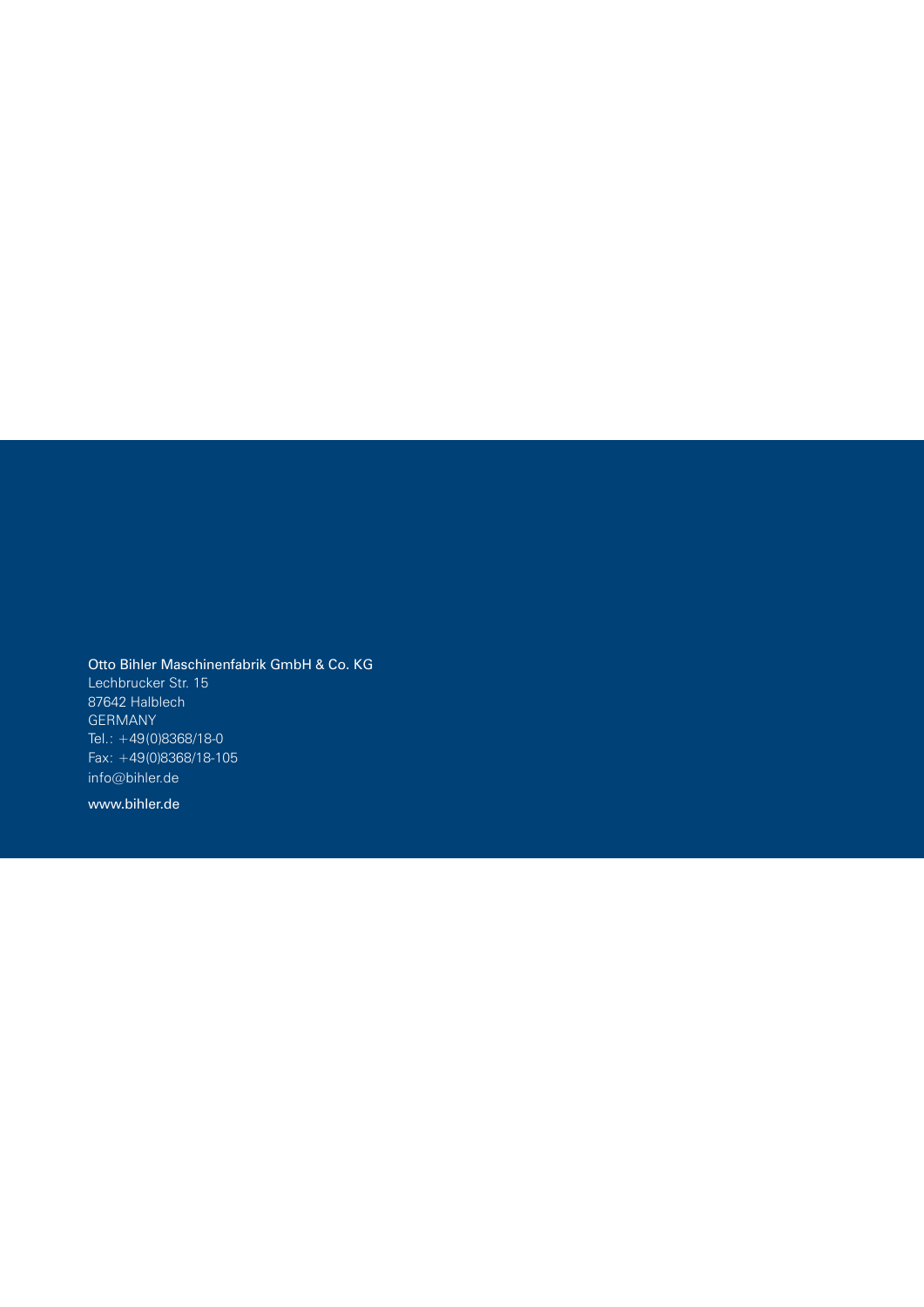Otto Bihler Maschinenfabrik GmbH & Co. KG
Lechbrucker Str. 15
87642 Halblech
GERMANY
Tel.: +49(0)8368/18-0
Fax: +49(0)8368/18-105
info@bihler.de

www.bihler.de